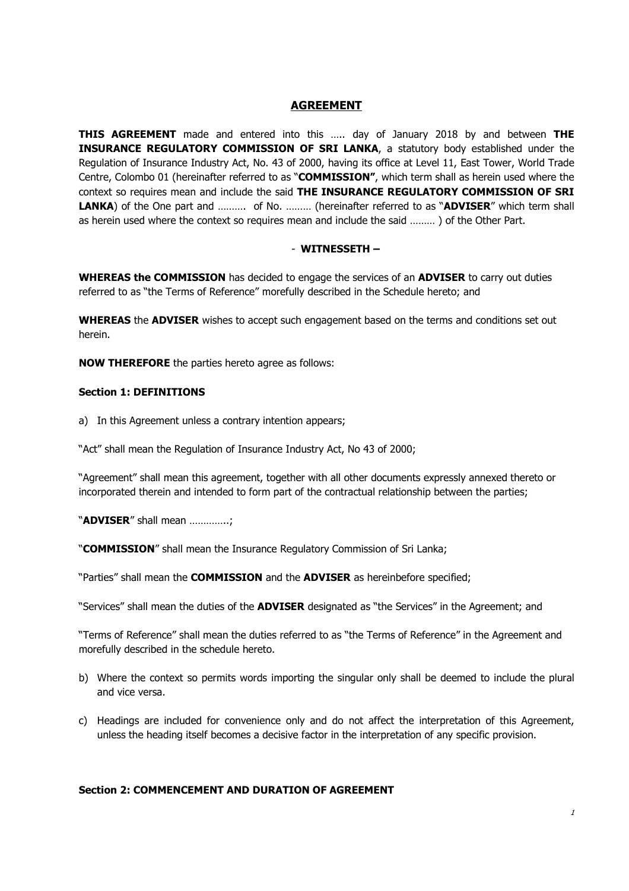# AGREEMENT

**THIS AGREEMENT** made and entered into this ….. day of January 2018 by and between **THE INSURANCE REGULATORY COMMISSION OF SRI LANKA**, a statutory body established under the Regulation of Insurance Industry Act, No. 43 of 2000, having its office at Level 11, East Tower, World Trade Centre, Colombo 01 (hereinafter referred to as "**COMMISSION"**, which term shall as herein used where the context so requires mean and include the said **THE INSURANCE REGULATORY COMMISSION OF SRI LANKA**) of the One part and ………. of No. ……… (hereinafter referred to as "**ADVISER**" which term shall as herein used where the context so requires mean and include the said ……… ) of the Other Part.

- **WITNESSETH –**

**WHEREAS the COMMISSION** has decided to engage the services of an **ADVISER** to carry out duties referred to as "the Terms of Reference" morefully described in the Schedule hereto; and

**WHEREAS** the **ADVISER** wishes to accept such engagement based on the terms and conditions set out herein.

**NOW THEREFORE** the parties hereto agree as follows:

### Section 1: DEFINITIONS

a) In this Agreement unless a contrary intention appears;

"Act" shall mean the Regulation of Insurance Industry Act, No 43 of 2000;

"Agreement" shall mean this agreement, together with all other documents expressly annexed thereto or incorporated therein and intended to form part of the contractual relationship between the parties;

"**ADVISER**" shall mean …………..;

"**COMMISSION**" shall mean the Insurance Regulatory Commission of Sri Lanka;

"Parties" shall mean the **COMMISSION** and the **ADVISER** as hereinbefore specified;

"Services" shall mean the duties of the **ADVISER** designated as "the Services" in the Agreement; and

"Terms of Reference" shall mean the duties referred to as "the Terms of Reference" in the Agreement and morefully described in the schedule hereto.

b) Where the context so permits words importing the singular only shall be deemed to include the plural and vice versa.

c) Headings are included for convenience only and do not affect the interpretation of this Agreement, unless the heading itself becomes a decisive factor in the interpretation of any specific provision.

### Section 2: COMMENCEMENT AND DURATION OF AGREEMENT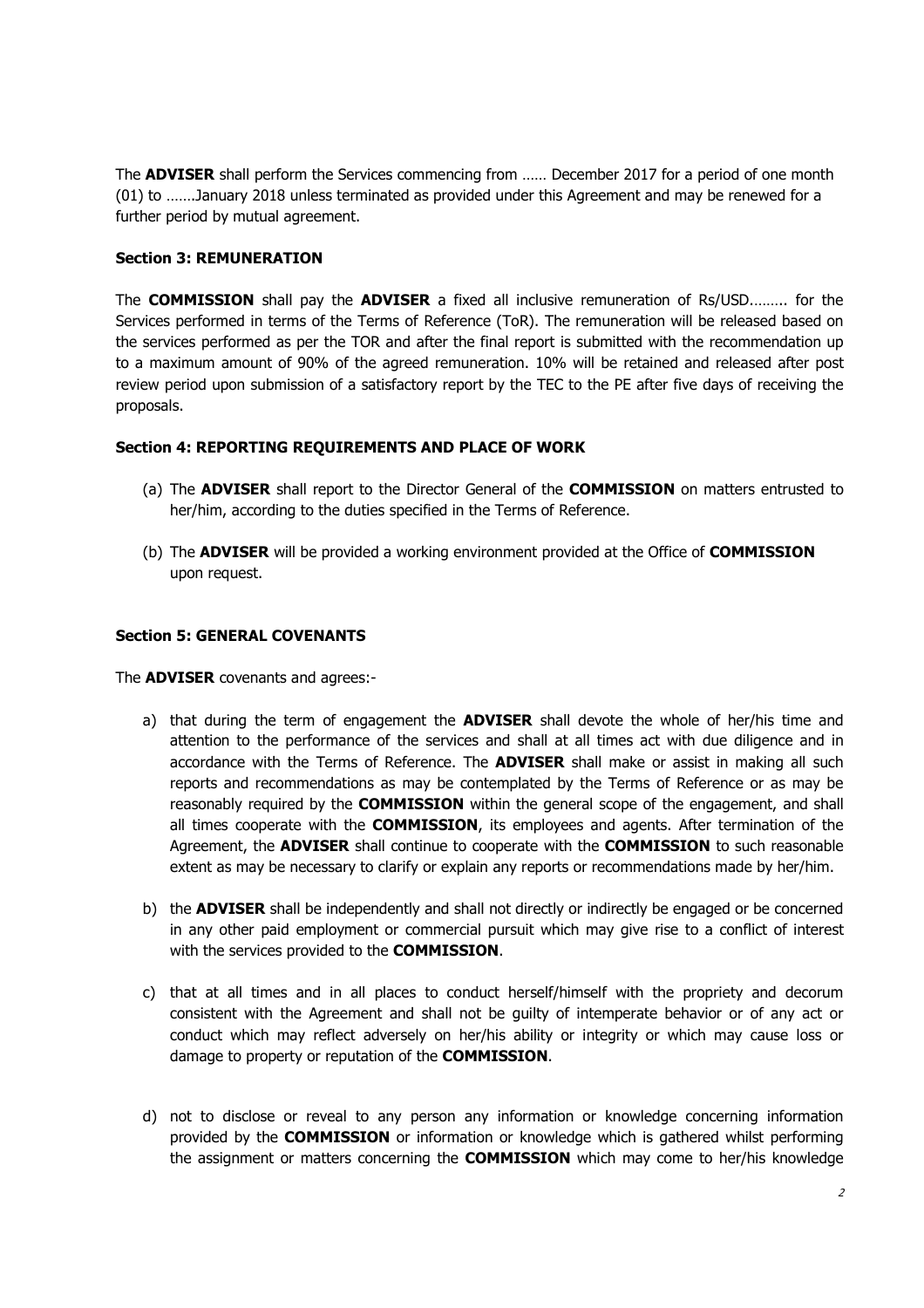The **ADVISER** shall perform the Services commencing from …… December 2017 for a period of one month (01) to …….January 2018 unless terminated as provided under this Agreement and may be renewed for a further period by mutual agreement.

**Section 3: REMUNERATION**

The **COMMISSION** shall pay the **ADVISER** a fixed all inclusive remuneration of Rs/USD……... for the Services performed in terms of the Terms of Reference (ToR). The remuneration will be released based on the services performed as per the TOR and after the final report is submitted with the recommendation up to a maximum amount of 90% of the agreed remuneration. 10% will be retained and released after post review period upon submission of a satisfactory report by the TEC to the PE after five days of receiving the proposals.

**Section 4: REPORTING REQUIREMENTS AND PLACE OF WORK**

(a) The **ADVISER** shall report to the Director General of the **COMMISSION** on matters entrusted to her/him, according to the duties specified in the Terms of Reference.

(b) The **ADVISER** will be provided a working environment provided at the Office of **COMMISSION** upon request.

**Section 5: GENERAL COVENANTS**

The **ADVISER** covenants and agrees:-

a) that during the term of engagement the **ADVISER** shall devote the whole of her/his time and attention to the performance of the services and shall at all times act with due diligence and in accordance with the Terms of Reference. The **ADVISER** shall make or assist in making all such reports and recommendations as may be contemplated by the Terms of Reference or as may be reasonably required by the **COMMISSION** within the general scope of the engagement, and shall all times cooperate with the **COMMISSION**, its employees and agents. After termination of the Agreement, the **ADVISER** shall continue to cooperate with the **COMMISSION** to such reasonable extent as may be necessary to clarify or explain any reports or recommendations made by her/him.

b) the **ADVISER** shall be independently and shall not directly or indirectly be engaged or be concerned in any other paid employment or commercial pursuit which may give rise to a conflict of interest with the services provided to the **COMMISSION**.

c) that at all times and in all places to conduct herself/himself with the propriety and decorum consistent with the Agreement and shall not be guilty of intemperate behavior or of any act or conduct which may reflect adversely on her/his ability or integrity or which may cause loss or damage to property or reputation of the **COMMISSION**.

d) not to disclose or reveal to any person any information or knowledge concerning information provided by the **COMMISSION** or information or knowledge which is gathered whilst performing the assignment or matters concerning the **COMMISSION** which may come to her/his knowledge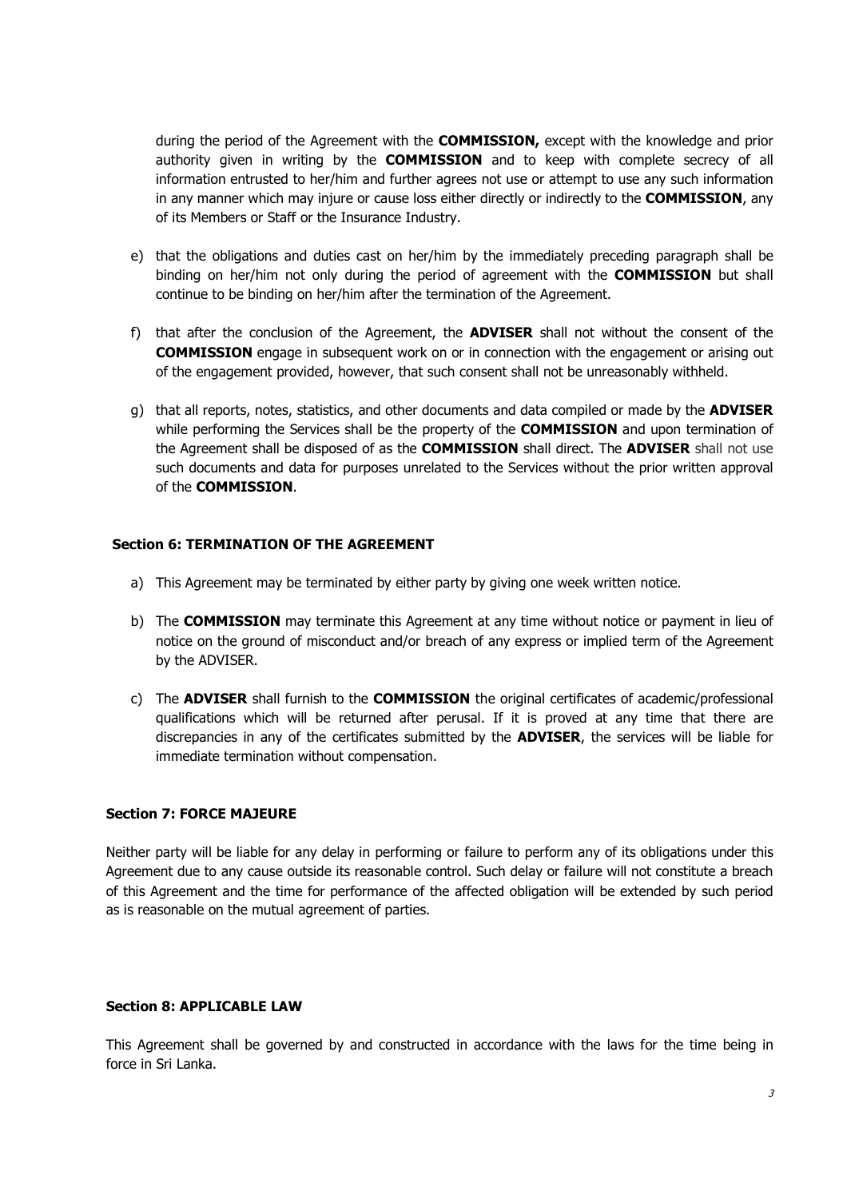during the period of the Agreement with the **COMMISSION,** except with the knowledge and prior authority given in writing by the **COMMISSION** and to keep with complete secrecy of all information entrusted to her/him and further agrees not use or attempt to use any such information in any manner which may injure or cause loss either directly or indirectly to the **COMMISSION**, any of its Members or Staff or the Insurance Industry.

e) that the obligations and duties cast on her/him by the immediately preceding paragraph shall be binding on her/him not only during the period of agreement with the **COMMISSION** but shall continue to be binding on her/him after the termination of the Agreement.

f) that after the conclusion of the Agreement, the **ADVISER** shall not without the consent of the **COMMISSION** engage in subsequent work on or in connection with the engagement or arising out of the engagement provided, however, that such consent shall not be unreasonably withheld.

g) that all reports, notes, statistics, and other documents and data compiled or made by the **ADVISER** while performing the Services shall be the property of the **COMMISSION** and upon termination of the Agreement shall be disposed of as the **COMMISSION** shall direct. The **ADVISER** shall not use such documents and data for purposes unrelated to the Services without the prior written approval of the **COMMISSION**.

### Section 6: TERMINATION OF THE AGREEMENT

a) This Agreement may be terminated by either party by giving one week written notice.

b) The **COMMISSION** may terminate this Agreement at any time without notice or payment in lieu of notice on the ground of misconduct and/or breach of any express or implied term of the Agreement by the ADVISER.

c) The **ADVISER** shall furnish to the **COMMISSION** the original certificates of academic/professional qualifications which will be returned after perusal. If it is proved at any time that there are discrepancies in any of the certificates submitted by the **ADVISER**, the services will be liable for immediate termination without compensation.

### Section 7: FORCE MAJEURE

Neither party will be liable for any delay in performing or failure to perform any of its obligations under this Agreement due to any cause outside its reasonable control. Such delay or failure will not constitute a breach of this Agreement and the time for performance of the affected obligation will be extended by such period as is reasonable on the mutual agreement of parties.

### Section 8: APPLICABLE LAW

This Agreement shall be governed by and constructed in accordance with the laws for the time being in force in Sri Lanka.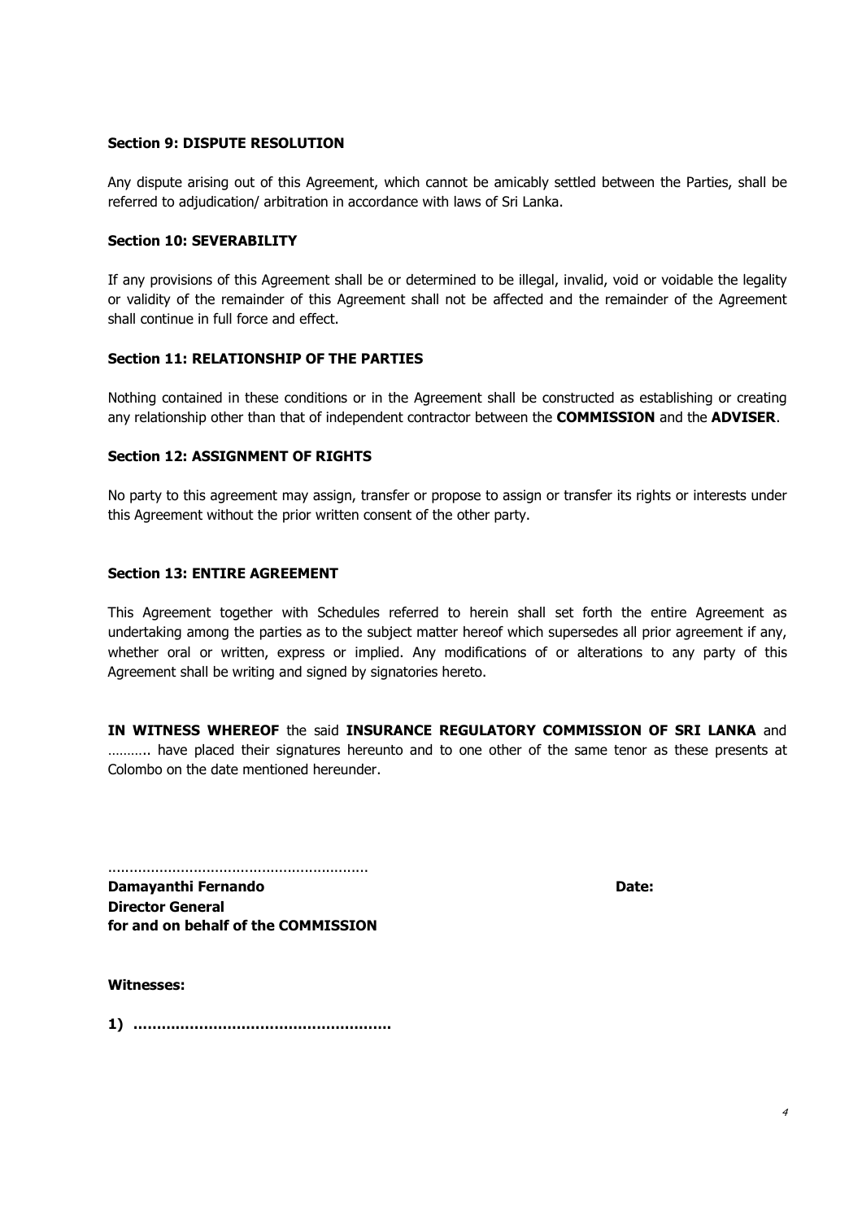**Section 9: DISPUTE RESOLUTION**

Any dispute arising out of this Agreement, which cannot be amicably settled between the Parties, shall be referred to adjudication/ arbitration in accordance with laws of Sri Lanka.

**Section 10: SEVERABILITY**

If any provisions of this Agreement shall be or determined to be illegal, invalid, void or voidable the legality or validity of the remainder of this Agreement shall not be affected and the remainder of the Agreement shall continue in full force and effect.

**Section 11: RELATIONSHIP OF THE PARTIES**

Nothing contained in these conditions or in the Agreement shall be constructed as establishing or creating any relationship other than that of independent contractor between the **COMMISSION** and the **ADVISER**.

**Section 12: ASSIGNMENT OF RIGHTS**

No party to this agreement may assign, transfer or propose to assign or transfer its rights or interests under this Agreement without the prior written consent of the other party.

**Section 13: ENTIRE AGREEMENT**

This Agreement together with Schedules referred to herein shall set forth the entire Agreement as undertaking among the parties as to the subject matter hereof which supersedes all prior agreement if any, whether oral or written, express or implied. Any modifications of or alterations to any party of this Agreement shall be writing and signed by signatories hereto.

**IN WITNESS WHEREOF** the said **INSURANCE REGULATORY COMMISSION OF SRI LANKA** and ……….. have placed their signatures hereunto and to one other of the same tenor as these presents at Colombo on the date mentioned hereunder.

……………………………………………………

**Damayanthi Fernando** **Date:**
**Director General**
**for and on behalf of the COMMISSION**

**Witnesses:**

**1) ………………………………………………**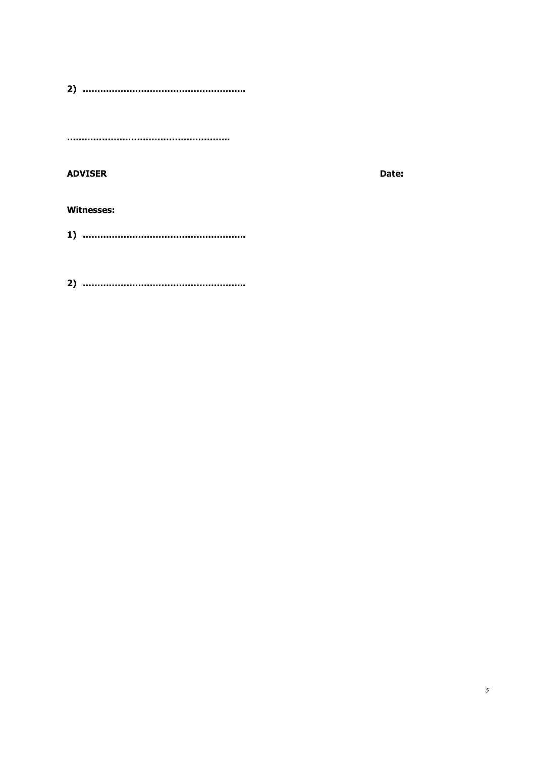**2) ……………………………………………….**

**……………………………………………….**

**ADVISER** **Date:**

**Witnesses:**

**1) ……………………………………………….**

**2) ……………………………………………….**